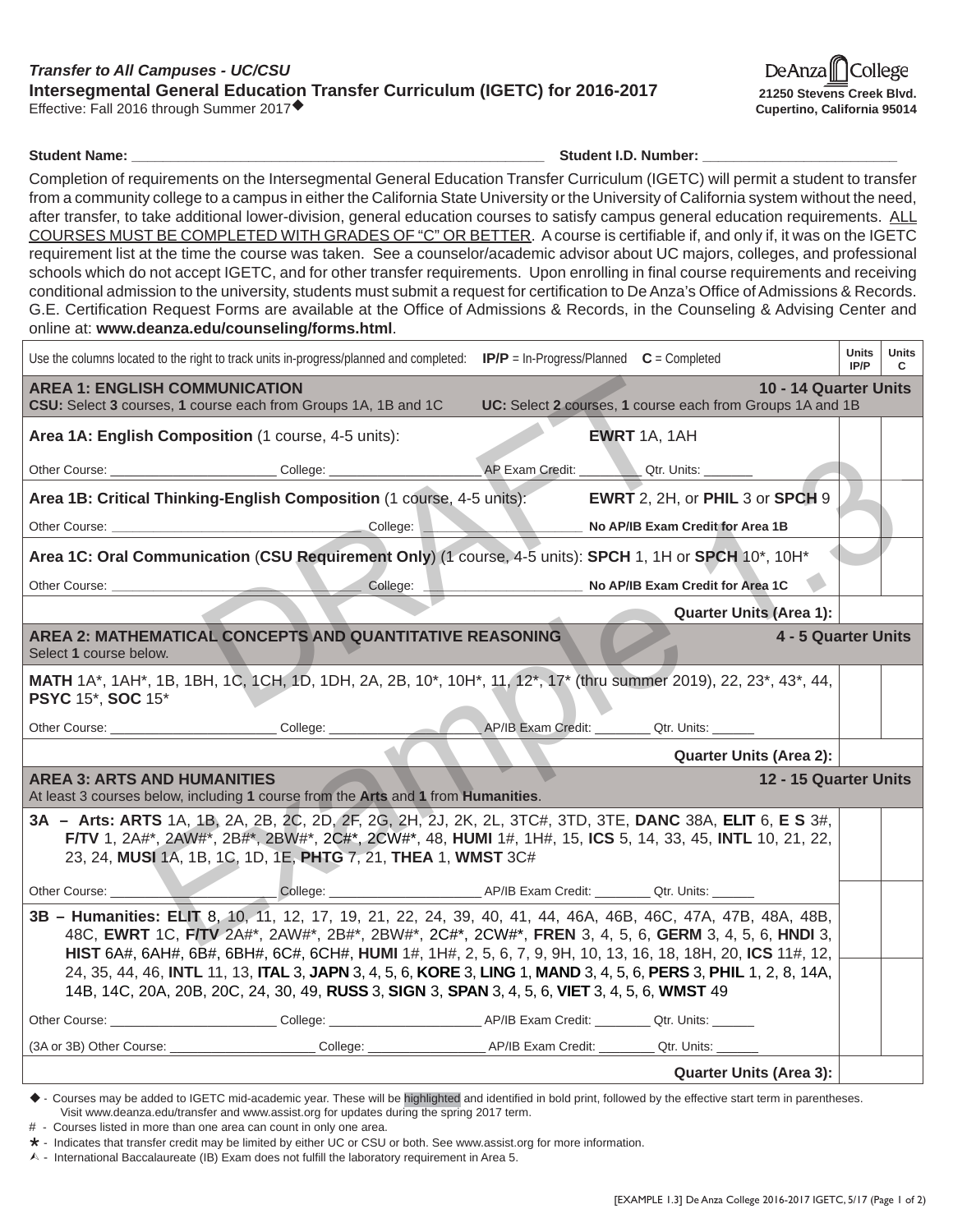***Transfer to All Campuses - UC/CSU***

**Intersegmental General Education Transfer Curriculum (IGETC) for 2016-2017**

Effective: Fall 2016 through Summer 2017◆

De Anza College
**21250 Stevens Creek Blvd.**
**Cupertino, California 95014**

**Student Name:** ______________________ **Student I.D. Number:** ______________________

Completion of requirements on the Intersegmental General Education Transfer Curriculum (IGETC) will permit a student to transfer from a community college to a campus in either the California State University or the University of California system without the need, after transfer, to take additional lower-division, general education courses to satisfy campus general education requirements. ALL COURSES MUST BE COMPLETED WITH GRADES OF "C" OR BETTER. A course is certifiable if, and only if, it was on the IGETC requirement list at the time the course was taken. See a counselor/academic advisor about UC majors, colleges, and professional schools which do not accept IGETC, and for other transfer requirements. Upon enrolling in final course requirements and receiving conditional admission to the university, students must submit a request for certification to De Anza's Office of Admissions & Records. G.E. Certification Request Forms are available at the Office of Admissions & Records, in the Counseling & Advising Center and online at: **www.deanza.edu/counseling/forms.html**.

| Use the columns located to the right to track units in-progress/planned and completed: **IP/P** = In-Progress/Planned **C** = Completed | Units IP/P | Units C |
|---|---|---|
| **AREA 1: ENGLISH COMMUNICATION** — **10 - 14 Quarter Units**<br>**CSU:** Select **3** courses, **1** course each from Groups 1A, 1B and 1C — **UC:** Select **2** courses, **1** course each from Groups 1A and 1B | | |
| **Area 1A: English Composition** (1 course, 4-5 units): **EWRT** 1A, 1AH | | |
| Other Course: ________ College: ________ AP Exam Credit: ________ Qtr. Units: ________ | | |
| **Area 1B: Critical Thinking-English Composition** (1 course, 4-5 units): **EWRT** 2, 2H, or **PHIL** 3 or **SPCH** 9 | | |
| Other Course: ________ College: ________ **No AP/IB Exam Credit for Area 1B** | | |
| **Area 1C: Oral Communication** (**CSU Requirement Only**) (1 course, 4-5 units): **SPCH** 1, 1H or **SPCH** 10*, 10H* | | |
| Other Course: ________ College: ________ **No AP/IB Exam Credit for Area 1C** | | |
| **Quarter Units (Area 1):** | | |
| **AREA 2: MATHEMATICAL CONCEPTS AND QUANTITATIVE REASONING** — **4 - 5 Quarter Units**<br>Select **1** course below. | | |
| **MATH** 1A*, 1AH*, 1B, 1BH, 1C, 1CH, 1D, 1DH, 2A, 2B, 10*, 10H*, 11, 12*, 17* (thru summer 2019), 22, 23*, 43*, 44, **PSYC** 15*, **SOC** 15* | | |
| Other Course: ________ College: ________ AP/IB Exam Credit: ________ Qtr. Units: ________ | | |
| **Quarter Units (Area 2):** | | |
| **AREA 3: ARTS AND HUMANITIES** — **12 - 15 Quarter Units**<br>At least 3 courses below, including **1** course from the **Arts** and **1** from **Humanities**. | | |
| **3A – Arts: ARTS** 1A, 1B, 2A, 2B, 2C, 2D, 2F, 2G, 2H, 2J, 2K, 2L, 3TC#, 3TD, 3TE, **DANC** 38A, **ELIT** 6, **E S** 3#, **F/TV** 1, 2A#*, 2AW#*, 2B#*, 2BW#*, 2C#*, 2CW#*, 48, **HUMI** 1#, 1H#, 15, **ICS** 5, 14, 33, 45, **INTL** 10, 21, 22, 23, 24, **MUSI** 1A, 1B, 1C, 1D, 1E, **PHTG** 7, 21, **THEA** 1, **WMST** 3C# | | |
| Other Course: ________ College: ________ AP/IB Exam Credit: ________ Qtr. Units: ________ | | |
| **3B – Humanities: ELIT** 8, 10, 11, 12, 17, 19, 21, 22, 24, 39, 40, 41, 44, 46A, 46B, 46C, 47A, 47B, 48A, 48B, 48C, **EWRT** 1C, **F/TV** 2A#*, 2AW#*, 2B#*, 2BW#*, 2C#*, 2CW#*, **FREN** 3, 4, 5, 6, **GERM** 3, 4, 5, 6, **HNDI** 3, **HIST** 6A#, 6AH#, 6B#, 6BH#, 6C#, 6CH#, **HUMI** 1#, 1H#, 2, 5, 6, 7, 9, 9H, 10, 13, 16, 18, 18H, 20, **ICS** 11#, 12, 24, 35, 44, 46, **INTL** 11, 13, **ITAL** 3, **JAPN** 3, 4, 5, 6, **KORE** 3, **LING** 1, **MAND** 3, 4, 5, 6, **PERS** 3, **PHIL** 1, 2, 8, 14A, 14B, 14C, 20A, 20B, 20C, 24, 30, 49, **RUSS** 3, **SIGN** 3, **SPAN** 3, 4, 5, 6, **VIET** 3, 4, 5, 6, **WMST** 49 | | |
| Other Course: ________ College: ________ AP/IB Exam Credit: ________ Qtr. Units: ________ | | |
| (3A or 3B) Other Course: ________ College: ________ AP/IB Exam Credit: ________ Qtr. Units: ________ | | |
| **Quarter Units (Area 3):** | | |

◆ - Courses may be added to IGETC mid-academic year. These will be highlighted and identified in bold print, followed by the effective start term in parentheses. Visit www.deanza.edu/transfer and www.assist.org for updates during the spring 2017 term.

\# - Courses listed in more than one area can count in only one area.

\* - Indicates that transfer credit may be limited by either UC or CSU or both. See www.assist.org for more information.

⚠ - International Baccalaureate (IB) Exam does not fulfill the laboratory requirement in Area 5.

[EXAMPLE 1.3] De Anza College 2016-2017 IGETC, 5/17 (Page 1 of 2)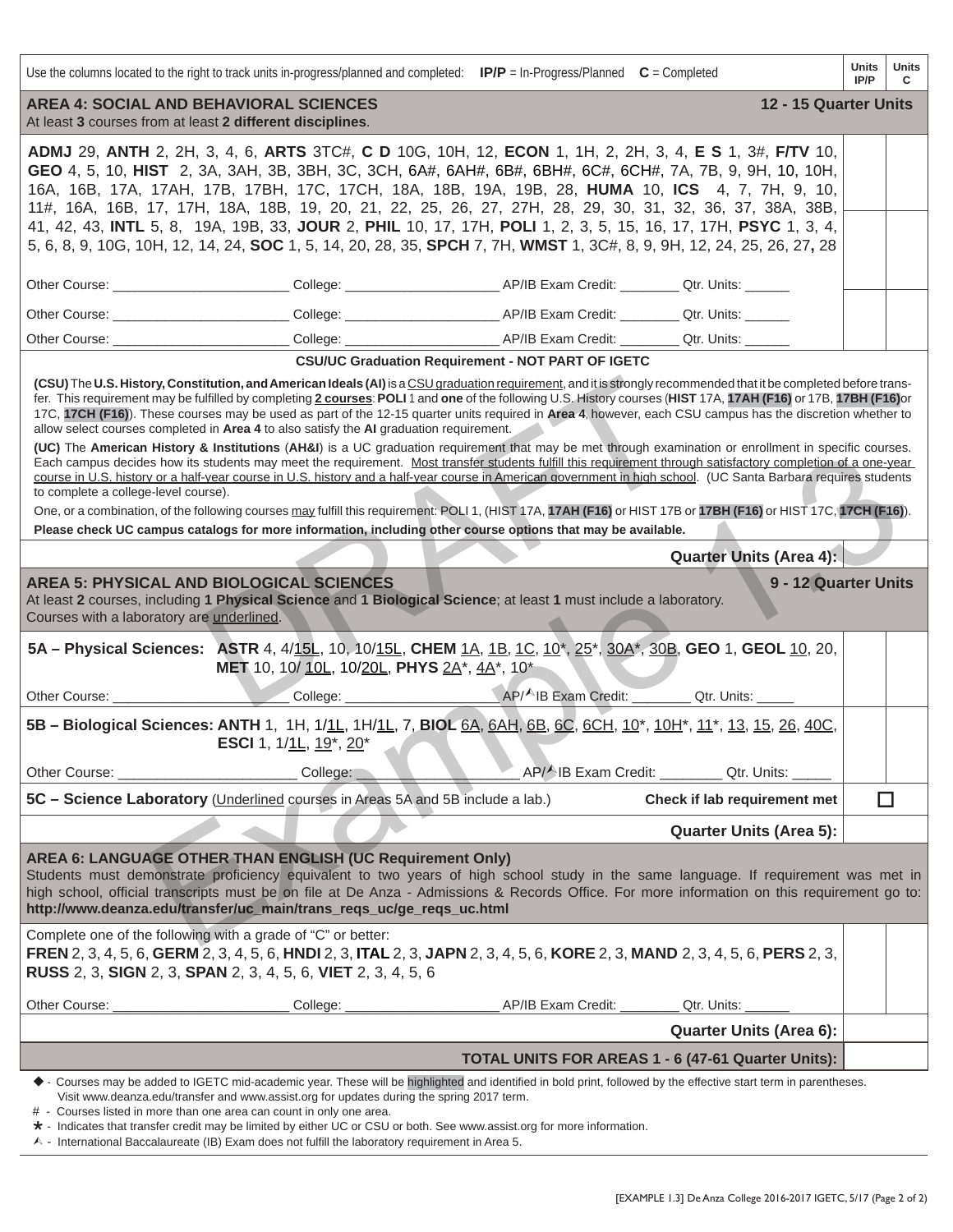Use the columns located to the right to track units in-progress/planned and completed: **IP/P** = In-Progress/Planned **C** = Completed | **Units IP/P** | **Units C**

## AREA 4: SOCIAL AND BEHAVIORAL SCIENCES — 12 - 15 Quarter Units

At least **3** courses from at least **2 different disciplines**.

**ADMJ** 29, **ANTH** 2, 2H, 3, 4, 6, **ARTS** 3TC#, **C D** 10G, 10H, 12, **ECON** 1, 1H, 2, 2H, 3, 4, **E S** 1, 3#, **F/TV** 10, **GEO** 4, 5, 10, **HIST** 2, 3A, 3AH, 3B, 3BH, 3C, 3CH, 6A#, 6AH#, 6B#, 6BH#, 6C#, 6CH#, 7A, 7B, 9, 9H, 10, 10H, 16A, 16B, 17A, 17AH, 17B, 17BH, 17C, 17CH, 18A, 18B, 19A, 19B, 28, **HUMA** 10, **ICS** 4, 7, 7H, 9, 10, 11#, 16A, 16B, 17, 17H, 18A, 18B, 19, 20, 21, 22, 25, 26, 27, 27H, 28, 29, 30, 31, 32, 36, 37, 38A, 38B, 41, 42, 43, **INTL** 5, 8, 19A, 19B, 33, **JOUR** 2, **PHIL** 10, 17, 17H, **POLI** 1, 2, 3, 5, 15, 16, 17, 17H, **PSYC** 1, 3, 4, 5, 6, 8, 9, 10G, 10H, 12, 14, 24, **SOC** 1, 5, 14, 20, 28, 35, **SPCH** 7, 7H, **WMST** 1, 3C#, 8, 9, 9H, 12, 24, 25, 26, 27, 28

Other Course: ________ College: ________ AP/IB Exam Credit: ________ Qtr. Units: ______

Other Course: ________ College: ________ AP/IB Exam Credit: ________ Qtr. Units: ______

Other Course: ________ College: ________ AP/IB Exam Credit: ________ Qtr. Units: ______

### CSU/UC Graduation Requirement - NOT PART OF IGETC

**(CSU)** The **U.S. History, Constitution, and American Ideals (AI)** is a CSU graduation requirement, and it is strongly recommended that it be completed before transfer. This requirement may be fulfilled by completing **2 courses**: **POLI** 1 and **one** of the following U.S. History courses (**HIST** 17A, **17AH (F16)** or 17B, **17BH (F16)** or 17C, **17CH (F16)**). These courses may be used as part of the 12-15 quarter units required in **Area 4**, however, each CSU campus has the discretion whether to allow select courses completed in **Area 4** to also satisfy the **AI** graduation requirement.

**(UC)** The **American History & Institutions** (**AH&I**) is a UC graduation requirement that may be met through examination or enrollment in specific courses. Each campus decides how its students may meet the requirement. Most transfer students fulfill this requirement through satisfactory completion of a one-year course in U.S. history or a half-year course in U.S. history and a half-year course in American government in high school. (UC Santa Barbara requires students to complete a college-level course).

One, or a combination, of the following courses may fulfill this requirement: POLI 1, (HIST 17A, **17AH (F16)** or HIST 17B or **17BH (F16)** or HIST 17C, **17CH (F16)**).

**Please check UC campus catalogs for more information, including other course options that may be available.**

**Quarter Units (Area 4):**

## AREA 5: PHYSICAL AND BIOLOGICAL SCIENCES — 9 - 12 Quarter Units

At least **2** courses, including **1 Physical Science** and **1 Biological Science**; at least **1** must include a laboratory. Courses with a laboratory are underlined.

**5A – Physical Sciences:** **ASTR** 4, 4/15L, 10, 10/15L, **CHEM** 1A, 1B, 1C, 10*, 25*, 30A*, 30B, **GEO** 1, **GEOL** 10, 20, **MET** 10, 10/ 10L, 10/20L, **PHYS** 2A*, 4A*, 10*

Other Course: ________ College: ________ AP/^IB Exam Credit: ________ Qtr. Units: ______

**5B – Biological Sciences:** **ANTH** 1, 1H, 1/1L, 1H/1L, 7, **BIOL** 6A, 6AH, 6B, 6C, 6CH, 10*, 10H*, 11*, 13, 15, 26, 40C, **ESCI** 1, 1/1L, 19*, 20*

Other Course: ________ College: ________ AP/^IB Exam Credit: ________ Qtr. Units: ______

**5C – Science Laboratory** (Underlined courses in Areas 5A and 5B include a lab.) **Check if lab requirement met** ☐

**Quarter Units (Area 5):**

## AREA 6: LANGUAGE OTHER THAN ENGLISH (UC Requirement Only)

Students must demonstrate proficiency equivalent to two years of high school study in the same language. If requirement was met in high school, official transcripts must be on file at De Anza - Admissions & Records Office. For more information on this requirement go to: **http://www.deanza.edu/transfer/uc_main/trans_reqs_uc/ge_reqs_uc.html**

Complete one of the following with a grade of "C" or better:

**FREN** 2, 3, 4, 5, 6, **GERM** 2, 3, 4, 5, 6, **HNDI** 2, 3, **ITAL** 2, 3, **JAPN** 2, 3, 4, 5, 6, **KORE** 2, 3, **MAND** 2, 3, 4, 5, 6, **PERS** 2, 3, **RUSS** 2, 3, **SIGN** 2, 3, **SPAN** 2, 3, 4, 5, 6, **VIET** 2, 3, 4, 5, 6

Other Course: ________ College: ________ AP/IB Exam Credit: ________ Qtr. Units: ______

**Quarter Units (Area 6):**

**TOTAL UNITS FOR AREAS 1 - 6 (47-61 Quarter Units):**

◆ - Courses may be added to IGETC mid-academic year. These will be highlighted and identified in bold print, followed by the effective start term in parentheses. Visit www.deanza.edu/transfer and www.assist.org for updates during the spring 2017 term.

\# - Courses listed in more than one area can count in only one area.

\* - Indicates that transfer credit may be limited by either UC or CSU or both. See www.assist.org for more information.

^ - International Baccalaureate (IB) Exam does not fulfill the laboratory requirement in Area 5.

[EXAMPLE 1.3] De Anza College 2016-2017 IGETC, 5/17 (Page 2 of 2)